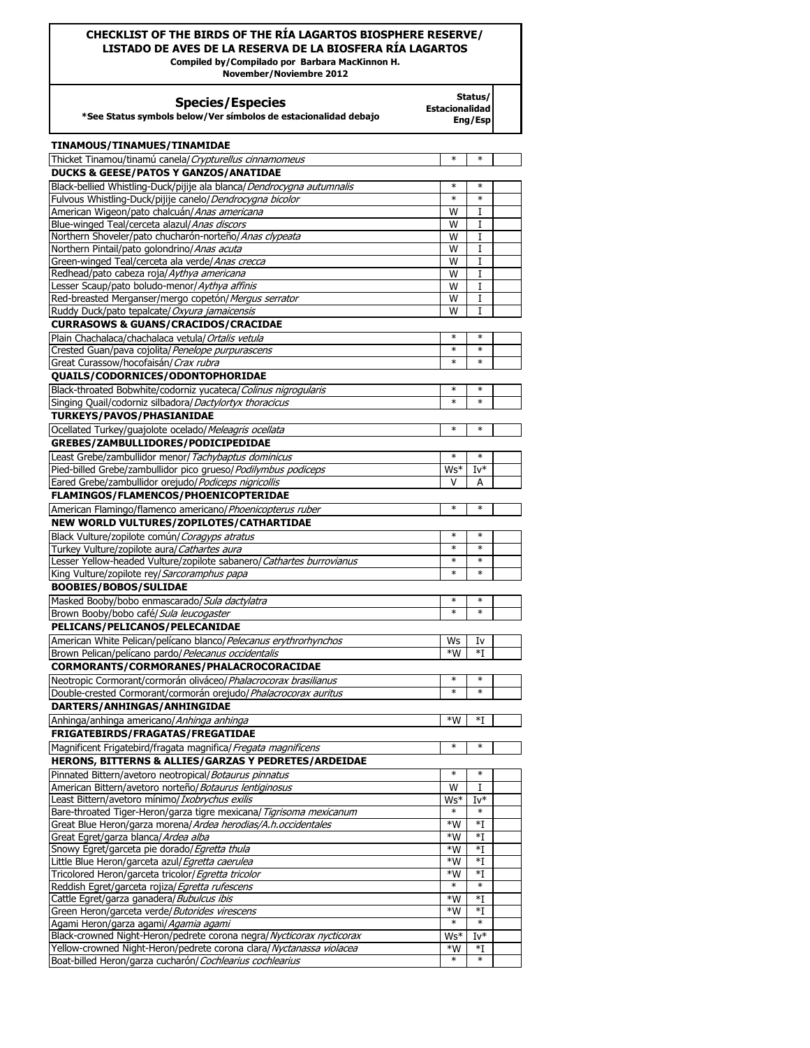# CHECKLIST OF THE BIRDS OF THE RÍA LAGARTOS BIOSPHERE RESERVE/ LISTADO DE AVES DE LA RESERVA DE LA BIOSFERA RÍA LAGARTOS

**Compiled by/Compilado por Barbara MacKinnon H.**
**November/Noviembre 2012**

| **Species/Especies** *See Status symbols below/Ver símbolos de estacionalidad debajo | **Status/ Estacionalidad Eng** | **Esp** | |
|---|---|---|---|
| **TINAMOUS/TINAMUES/TINAMIDAE** | | | |
| Thicket Tinamou/tinamú canela/*Crypturellus cinnamomeus* | * | * | |
| **DUCKS & GEESE/PATOS Y GANZOS/ANATIDAE** | | | |
| Black-bellied Whistling-Duck/pijije ala blanca/*Dendrocygna autumnalis* | * | * | |
| Fulvous Whistling-Duck/pijije canelo/*Dendrocygna bicolor* | * | * | |
| American Wigeon/pato chalcuán/*Anas americana* | W | I | |
| Blue-winged Teal/cerceta alazul/*Anas discors* | W | I | |
| Northern Shoveler/pato cucharón-norteño/*Anas clypeata* | W | I | |
| Northern Pintail/pato golondrino/*Anas acuta* | W | I | |
| Green-winged Teal/cerceta ala verde/*Anas crecca* | W | I | |
| Redhead/pato cabeza roja/*Aythya americana* | W | I | |
| Lesser Scaup/pato boludo-menor/*Aythya affinis* | W | I | |
| Red-breasted Merganser/mergo copetón/*Mergus serrator* | W | I | |
| Ruddy Duck/pato tepalcate/*Oxyura jamaicensis* | W | I | |
| **CURRASOWS & GUANS/CRACIDOS/CRACIDAE** | | | |
| Plain Chachalaca/chachalaca vetula/*Ortalis vetula* | * | * | |
| Crested Guan/pava cojolita/*Penelope purpurascens* | * | * | |
| Great Curassow/hocofaisán/*Crax rubra* | * | * | |
| **QUAILS/CODORNICES/ODONTOPHORIDAE** | | | |
| Black-throated Bobwhite/codorniz yucateca/*Colinus nigrogularis* | * | * | |
| Singing Quail/codorniz silbadora/*Dactylortyx thoracicus* | * | * | |
| **TURKEYS/PAVOS/PHASIANIDAE** | | | |
| Ocellated Turkey/guajolote ocelado/*Meleagris ocellata* | * | * | |
| **GREBES/ZAMBULLIDORES/PODICIPEDIDAE** | | | |
| Least Grebe/zambullidor menor/*Tachybaptus dominicus* | * | * | |
| Pied-billed Grebe/zambullidor pico grueso/*Podilymbus podiceps* | Ws* | Iv* | |
| Eared Grebe/zambullidor orejudo/*Podiceps nigricollis* | V | A | |
| **FLAMINGOS/FLAMENCOS/PHOENICOPTERIDAE** | | | |
| American Flamingo/flamenco americano/*Phoenicopterus ruber* | * | * | |
| **NEW WORLD VULTURES/ZOPILOTES/CATHARTIDAE** | | | |
| Black Vulture/zopilote común/*Coragyps atratus* | * | * | |
| Turkey Vulture/zopilote aura/*Cathartes aura* | * | * | |
| Lesser Yellow-headed Vulture/zopilote sabanero/*Cathartes burrovianus* | * | * | |
| King Vulture/zopilote rey/*Sarcoramphus papa* | * | * | |
| **BOOBIES/BOBOS/SULIDAE** | | | |
| Masked Booby/bobo enmascarado/*Sula dactylatra* | * | * | |
| Brown Booby/bobo café/*Sula leucogaster* | * | * | |
| **PELICANS/PELICANOS/PELECANIDAE** | | | |
| American White Pelican/pelícano blanco/*Pelecanus erythrorhynchos* | Ws | Iv | |
| Brown Pelican/pelícano pardo/*Pelecanus occidentalis* | *W | *I | |
| **CORMORANTS/CORMORANES/PHALACROCORACIDAE** | | | |
| Neotropic Cormorant/cormorán oliváceo/*Phalacrocorax brasilianus* | * | * | |
| Double-crested Cormorant/cormorán orejudo/*Phalacrocorax auritus* | * | * | |
| **DARTERS/ANHINGAS/ANHINGIDAE** | | | |
| Anhinga/anhinga americano/*Anhinga anhinga* | *W | *I | |
| **FRIGATEBIRDS/FRAGATAS/FREGATIDAE** | | | |
| Magnificent Frigatebird/fragata magnifica/*Fregata magnificens* | * | * | |
| **HERONS, BITTERNS & ALLIES/GARZAS Y PEDRETES/ARDEIDAE** | | | |
| Pinnated Bittern/avetoro neotropical/*Botaurus pinnatus* | * | * | |
| American Bittern/avetoro norteño/*Botaurus lentiginosus* | W | I | |
| Least Bittern/avetoro mínimo/*Ixobrychus exilis* | Ws* | Iv* | |
| Bare-throated Tiger-Heron/garza tigre mexicana/*Tigrisoma mexicanum* | * | * | |
| Great Blue Heron/garza morena/*Ardea herodias/A.h.occidentales* | *W | *I | |
| Great Egret/garza blanca/*Ardea alba* | *W | *I | |
| Snowy Egret/garceta pie dorado/*Egretta thula* | *W | *I | |
| Little Blue Heron/garceta azul/*Egretta caerulea* | *W | *I | |
| Tricolored Heron/garceta tricolor/*Egretta tricolor* | *W | *I | |
| Reddish Egret/garceta rojiza/*Egretta rufescens* | * | * | |
| Cattle Egret/garza ganadera/*Bubulcus ibis* | *W | *I | |
| Green Heron/garceta verde/*Butorides virescens* | *W | *I | |
| Agami Heron/garza agami/*Agamia agami* | * | * | |
| Black-crowned Night-Heron/pedrete corona negra/*Nycticorax nycticorax* | Ws* | Iv* | |
| Yellow-crowned Night-Heron/pedrete corona clara/*Nyctanassa violacea* | *W | *I | |
| Boat-billed Heron/garza cucharón/*Cochlearius cochlearius* | * | * | |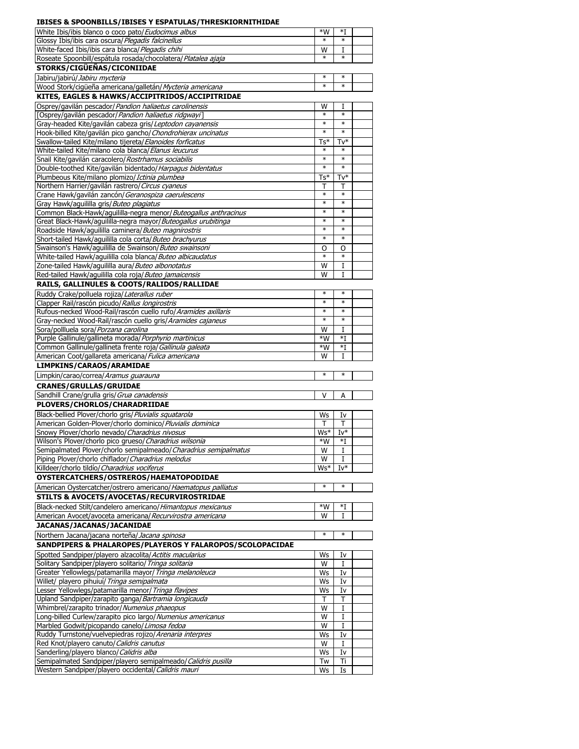**IBISES & SPOONBILLS/IBISES Y ESPATULAS/THRESKIORNITHIDAE**

| | | | |
|---|---|---|---|
| White Ibis/ibis blanco o coco pato/*Eudocimus albus* | *W | *I | |
| Glossy Ibis/ibis cara oscura/*Plegadis falcinellus* | * | * | |
| White-faced Ibis/ibis cara blanca/*Plegadis chihi* | W | I | |
| Roseate Spoonbill/espátula rosada/chocolatera/*Platalea ajaja* | * | * | |
| **STORKS/CIGÜEÑAS/CICONIIDAE** | | | |
| Jabiru/jabirú/*Jabiru mycteria* | * | * | |
| Wood Stork/cigüeña americana/galletán/*Mycteria americana* | * | * | |
| **KITES, EAGLES & HAWKS/ACCIPITRIDOS/ACCIPITRIDAE** | | | |
| Osprey/gavilán pescador/*Pandion haliaetus carolinensis* | W | I | |
| [Osprey/gavilán pescador/*Pandion haliaetus ridgwayi*] | * | * | |
| Gray-headed Kite/gavilán cabeza gris/*Leptodon cayanensis* | * | * | |
| Hook-billed Kite/gavilán pico gancho/*Chondrohierax uncinatus* | * | * | |
| Swallow-tailed Kite/milano tijereta/*Elanoides forficatus* | Ts* | Tv* | |
| White-tailed Kite/milano cola blanca/*Elanus leucurus* | * | * | |
| Snail Kite/gavilán caracolero/*Rostrhamus sociabilis* | * | * | |
| Double-toothed Kite/gavilán bidentado/*Harpagus bidentatus* | * | * | |
| Plumbeous Kite/milano plomizo/*Ictinia plumbea* | Ts* | Tv* | |
| Northern Harrier/gavilán rastrero/*Circus cyaneus* | T | T | |
| Crane Hawk/gavilán zancón/*Geranospiza caerulescens* | * | * | |
| Gray Hawk/aguililla gris/*Buteo plagiatus* | * | * | |
| Common Black-Hawk/aguililla-negra menor/*Buteogallus anthracinus* | * | * | |
| Great Black-Hawk/aguililla-negra mayor/*Buteogallus urubitinga* | * | * | |
| Roadside Hawk/aguililla caminera/*Buteo magnirostris* | * | * | |
| Short-tailed Hawk/aguililla cola corta/*Buteo brachyurus* | * | * | |
| Swainson's Hawk/aguililla de Swainson/*Buteo swainsoni* | O | O | |
| White-tailed Hawk/aguililla cola blanca/*Buteo albicaudatus* | * | * | |
| Zone-tailed Hawk/aguililla aura/*Buteo albonotatus* | W | I | |
| Red-tailed Hawk/aguililla cola roja/*Buteo jamaicensis* | W | I | |
| **RAILS, GALLINULES & COOTS/RALIDOS/RALLIDAE** | | | |
| Ruddy Crake/polluela rojiza/*Laterallus ruber* | * | * | |
| Clapper Rail/rascón picudo/*Rallus longirostris* | * | * | |
| Rufous-necked Wood-Rail/rascón cuello rufo/*Aramides axillaris* | * | * | |
| Gray-necked Wood-Rail/rascón cuello gris/*Aramides cajaneus* | * | * | |
| Sora/pollluela sora/*Porzana carolina* | W | I | |
| Purple Gallinule/gallineta morada/*Porphyrio martinicus* | *W | *I | |
| Common Gallinule/gallineta frente roja/*Gallinula galeata* | *W | *I | |
| American Coot/gallareta americana/*Fulica americana* | W | I | |
| **LIMPKINS/CARAOS/ARAMIDAE** | | | |
| Limpkin/carao/correa/*Aramus guarauna* | * | * | |
| **CRANES/GRULLAS/GRUIDAE** | | | |
| Sandhill Crane/grulla gris/*Grua canadensis* | V | A | |
| **PLOVERS/CHORLOS/CHARADRIIDAE** | | | |
| Black-bellied Plover/chorlo gris/*Pluvialis squatarola* | Ws | Iv | |
| American Golden-Plover/chorlo dominico/*Pluvialis dominica* | T | T | |
| Snowy Plover/chorlo nevado/*Charadrius nivosus* | Ws* | Iv* | |
| Wilson's Plover/chorlo pico grueso/*Charadrius wilsonia* | *W | *I | |
| Semipalmated Plover/chorlo semipalmeado/*Charadrius semipalmatus* | W | I | |
| Piping Plover/chorlo chiflador/*Charadrius melodus* | W | I | |
| Killdeer/chorlo tildío/*Charadrius vociferus* | Ws* | Iv* | |
| **OYSTERCATCHERS/OSTREROS/HAEMATOPODIDAE** | | | |
| American Oystercatcher/ostrero americano/*Haematopus palliatus* | * | * | |
| **STILTS & AVOCETS/AVOCETAS/RECURVIROSTRIDAE** | | | |
| Black-necked Stilt/candelero americano/*Himantopus mexicanus* | *W | *I | |
| American Avocet/avoceta americana/*Recurvirostra americana* | W | I | |
| **JACANAS/JACANAS/JACANIDAE** | | | |
| Northern Jacana/jacana norteña/*Jacana spinosa* | * | * | |
| **SANDPIPERS & PHALAROPES/PLAYEROS Y FALAROPOS/SCOLOPACIDAE** | | | |
| Spotted Sandpiper/playero alzacolita/*Actitis macularius* | Ws | Iv | |
| Solitary Sandpiper/playero solitario/*Tringa solitaria* | W | I | |
| Greater Yellowlegs/patamarilla mayor/*Tringa melanoleuca* | Ws | Iv | |
| Willet/ playero pihuiuí/*Tringa semipalmata* | Ws | Iv | |
| Lesser Yellowlegs/patamarilla menor/*Tringa flavipes* | Ws | Iv | |
| Upland Sandpiper/zarapito ganga/*Bartramia longicauda* | T | T | |
| Whimbrel/zarapito trinador/*Numenius phaeopus* | W | I | |
| Long-billed Curlew/zarapito pico largo/*Numenius americanus* | W | I | |
| Marbled Godwit/picopando canelo/*Limosa fedoa* | W | I | |
| Ruddy Turnstone/vuelvepiedras rojizo/*Arenaria interpres* | Ws | Iv | |
| Red Knot/playero canuto/*Calidris canutus* | W | I | |
| Sanderling/playero blanco/*Calidris alba* | Ws | Iv | |
| Semipalmated Sandpiper/playero semipalmeado/*Calidris pusilla* | Tw | Ti | |
| Western Sandpiper/playero occidental/*Calidris mauri* | Ws | Is | |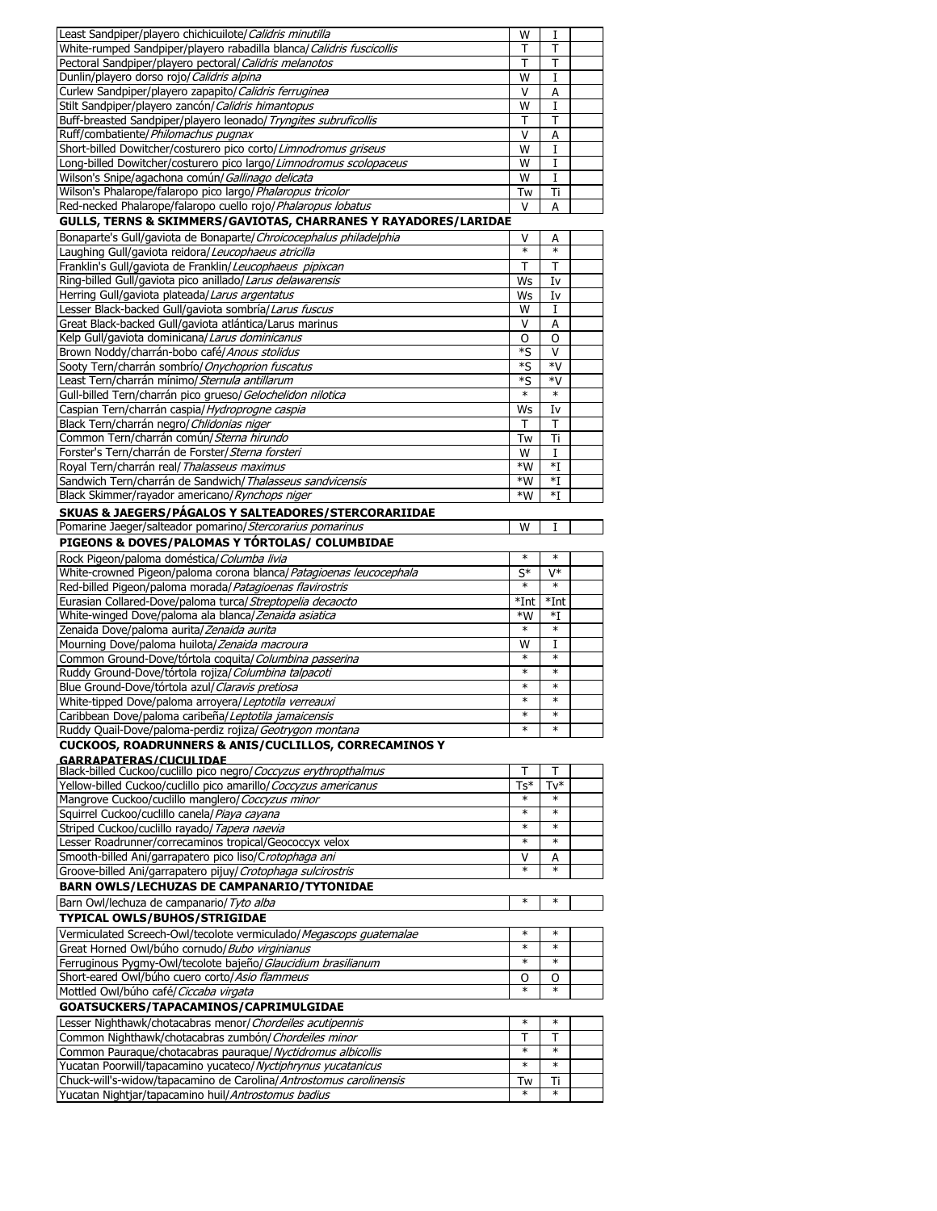| | | | |
|---|---|---|---|
| Least Sandpiper/playero chichicuilote/*Calidris minutilla* | W | I | |
| White-rumped Sandpiper/playero rabadilla blanca/*Calidris fuscicollis* | T | T | |
| Pectoral Sandpiper/playero pectoral/*Calidris melanotos* | T | T | |
| Dunlin/playero dorso rojo/*Calidris alpina* | W | I | |
| Curlew Sandpiper/playero zapapito/*Calidris ferruginea* | V | A | |
| Stilt Sandpiper/playero zancón/*Calidris himantopus* | W | I | |
| Buff-breasted Sandpiper/playero leonado/*Tryngites subruficollis* | T | T | |
| Ruff/combatiente/*Philomachus pugnax* | V | A | |
| Short-billed Dowitcher/costurero pico corto/*Limnodromus griseus* | W | I | |
| Long-billed Dowitcher/costurero pico largo/*Limnodromus scolopaceus* | W | I | |
| Wilson's Snipe/agachona común/*Gallinago delicata* | W | I | |
| Wilson's Phalarope/falaropo pico largo/*Phalaropus tricolor* | Tw | Ti | |
| Red-necked Phalarope/falaropo cuello rojo/*Phalaropus lobatus* | V | A | |
| **GULLS, TERNS & SKIMMERS/GAVIOTAS, CHARRANES Y RAYADORES/LARIDAE** | | | |
| Bonaparte's Gull/gaviota de Bonaparte/*Chroicocephalus philadelphia* | V | A | |
| Laughing Gull/gaviota reidora/*Leucophaeus atricilla* | * | * | |
| Franklin's Gull/gaviota de Franklin/*Leucophaeus pipixcan* | T | T | |
| Ring-billed Gull/gaviota pico anillado/*Larus delawarensis* | Ws | Iv | |
| Herring Gull/gaviota plateada/*Larus argentatus* | Ws | Iv | |
| Lesser Black-backed Gull/gaviota sombría/*Larus fuscus* | W | I | |
| Great Black-backed Gull/gaviota atlántica/Larus marinus | V | A | |
| Kelp Gull/gaviota dominicana/*Larus dominicanus* | O | O | |
| Brown Noddy/charrán-bobo café/*Anous stolidus* | *S | V | |
| Sooty Tern/charrán sombrío/*Onychoprion fuscatus* | *S | *V | |
| Least Tern/charrán mínimo/*Sternula antillarum* | *S | *V | |
| Gull-billed Tern/charrán pico grueso/*Gelochelidon nilotica* | * | * | |
| Caspian Tern/charrán caspia/*Hydroprogne caspia* | Ws | Iv | |
| Black Tern/charrán negro/*Chlidonias niger* | T | T | |
| Common Tern/charrán común/*Sterna hirundo* | Tw | Ti | |
| Forster's Tern/charrán de Forster/*Sterna forsteri* | W | I | |
| Royal Tern/charrán real/*Thalasseus maximus* | *W | *I | |
| Sandwich Tern/charrán de Sandwich/*Thalasseus sandvicensis* | *W | *I | |
| Black Skimmer/rayador americano/*Rynchops niger* | *W | *I | |
| **SKUAS & JAEGERS/PÁGALOS Y SALTEADORES/STERCORARIIDAE** | | | |
| Pomarine Jaeger/salteador pomarino/*Stercorarius pomarinus* | W | I | |
| **PIGEONS & DOVES/PALOMAS Y TÓRTOLAS/ COLUMBIDAE** | | | |
| Rock Pigeon/paloma doméstica/*Columba livia* | * | * | |
| White-crowned Pigeon/paloma corona blanca/*Patagioenas leucocephala* | S* | V* | |
| Red-billed Pigeon/paloma morada/*Patagioenas flavirostris* | * | * | |
| Eurasian Collared-Dove/paloma turca/*Streptopelia decaocto* | *Int | *Int | |
| White-winged Dove/paloma ala blanca/*Zenaida asiatica* | *W | *I | |
| Zenaida Dove/paloma aurita/*Zenaida aurita* | * | * | |
| Mourning Dove/paloma huilota/*Zenaida macroura* | W | I | |
| Common Ground-Dove/tórtola coquita/*Columbina passerina* | * | * | |
| Ruddy Ground-Dove/tórtola rojiza/*Columbina talpacoti* | * | * | |
| Blue Ground-Dove/tórtola azul/*Claravis pretiosa* | * | * | |
| White-tipped Dove/paloma arroyera/*Leptotila verreauxi* | * | * | |
| Caribbean Dove/paloma caribeña/*Leptotila jamaicensis* | * | * | |
| Ruddy Quail-Dove/paloma-perdiz rojiza/*Geotrygon montana* | * | * | |
| **CUCKOOS, ROADRUNNERS & ANIS/CUCLILLOS, CORRECAMINOS Y GARRAPATERAS/CUCULIDAE** | | | |
| Black-billed Cuckoo/cuclillo pico negro/*Coccyzus erythropthalmus* | T | T | |
| Yellow-billed Cuckoo/cuclillo pico amarillo/*Coccyzus americanus* | Ts* | Tv* | |
| Mangrove Cuckoo/cuclillo manglero/*Coccyzus minor* | * | * | |
| Squirrel Cuckoo/cuclillo canela/*Piaya cayana* | * | * | |
| Striped Cuckoo/cuclillo rayado/*Tapera naevia* | * | * | |
| Lesser Roadrunner/correcaminos tropical/Geococcyx velox | * | * | |
| Smooth-billed Ani/garrapatero pico liso/C*rotophaga ani* | V | A | |
| Groove-billed Ani/garrapatero pijuy/*Crotophaga sulcirostris* | * | * | |
| **BARN OWLS/LECHUZAS DE CAMPANARIO/TYTONIDAE** | | | |
| Barn Owl/lechuza de campanario/*Tyto alba* | * | * | |
| **TYPICAL OWLS/BUHOS/STRIGIDAE** | | | |
| Vermiculated Screech-Owl/tecolote vermiculado/*Megascops guatemalae* | * | * | |
| Great Horned Owl/búho cornudo/*Bubo virginianus* | * | * | |
| Ferruginous Pygmy-Owl/tecolote bajeño/*Glaucidium brasilianum* | * | * | |
| Short-eared Owl/búho cuero corto/*Asio flammeus* | O | O | |
| Mottled Owl/búho café/*Ciccaba virgata* | * | * | |
| **GOATSUCKERS/TAPACAMINOS/CAPRIMULGIDAE** | | | |
| Lesser Nighthawk/chotacabras menor/*Chordeiles acutipennis* | * | * | |
| Common Nighthawk/chotacabras zumbón/*Chordeiles minor* | T | T | |
| Common Pauraque/chotacabras pauraque/*Nyctidromus albicollis* | * | * | |
| Yucatan Poorwill/tapacamino yucateco/*Nyctiphrynus yucatanicus* | * | * | |
| Chuck-will's-widow/tapacamino de Carolina/*Antrostomus carolinensis* | Tw | Ti | |
| Yucatan Nightjar/tapacamino huil/*Antrostomus badius* | * | * | |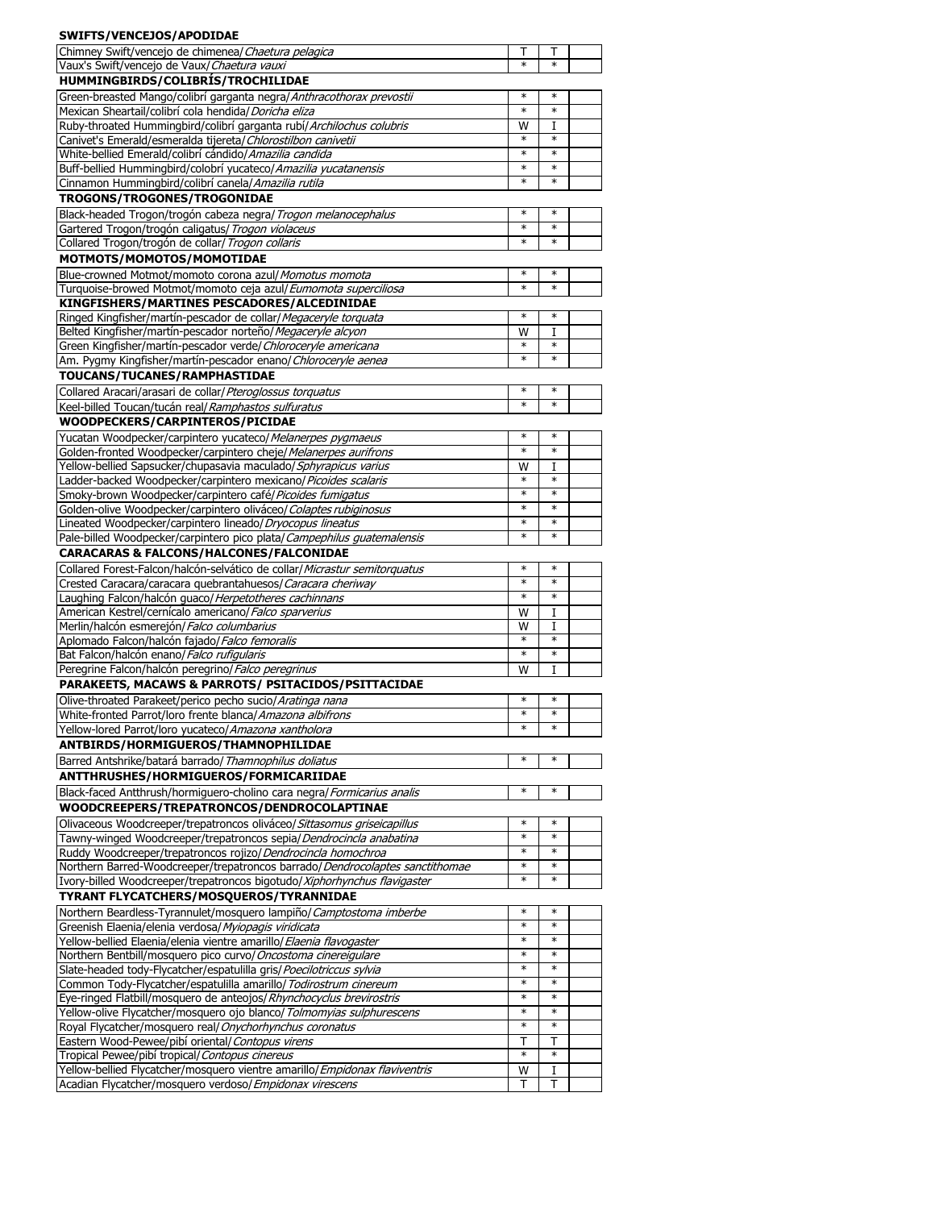| SWIFTS/VENCEJOS/APODIDAE | | | |
|---|---|---|---|
| Chimney Swift/vencejo de chimenea/*Chaetura pelagica* | T | T | |
| Vaux's Swift/vencejo de Vaux/*Chaetura vauxi* | * | * | |
| **HUMMINGBIRDS/COLIBRÍS/TROCHILIDAE** | | | |
| Green-breasted Mango/colibrí garganta negra/*Anthracothorax prevostii* | * | * | |
| Mexican Sheartail/colibrí cola hendida/*Doricha eliza* | * | * | |
| Ruby-throated Hummingbird/colibrí garganta rubí/*Archilochus colubris* | W | I | |
| Canivet's Emerald/esmeralda tijereta/*Chlorostilbon canivetii* | * | * | |
| White-bellied Emerald/colibrí cándido/*Amazilia candida* | * | * | |
| Buff-bellied Hummingbird/colobrí yucateco/*Amazilia yucatanensis* | * | * | |
| Cinnamon Hummingbird/colibrí canela/*Amazilia rutila* | * | * | |
| **TROGONS/TROGONES/TROGONIDAE** | | | |
| Black-headed Trogon/trogón cabeza negra/*Trogon melanocephalus* | * | * | |
| Gartered Trogon/trogón caligatus/*Trogon violaceus* | * | * | |
| Collared Trogon/trogón de collar/*Trogon collaris* | * | * | |
| **MOTMOTS/MOMOTOS/MOMOTIDAE** | | | |
| Blue-crowned Motmot/momoto corona azul/*Momotus momota* | * | * | |
| Turquoise-browed Motmot/momoto ceja azul/*Eumomota superciliosa* | * | * | |
| **KINGFISHERS/MARTINES PESCADORES/ALCEDINIDAE** | | | |
| Ringed Kingfisher/martín-pescador de collar/*Megaceryle torquata* | * | * | |
| Belted Kingfisher/martín-pescador norteño/*Megaceryle alcyon* | W | I | |
| Green Kingfisher/martín-pescador verde/*Chloroceryle americana* | * | * | |
| Am. Pygmy Kingfisher/martín-pescador enano/*Chloroceryle aenea* | * | * | |
| **TOUCANS/TUCANES/RAMPHASTIDAE** | | | |
| Collared Aracari/arasari de collar/*Pteroglossus torquatus* | * | * | |
| Keel-billed Toucan/tucán real/*Ramphastos sulfuratus* | * | * | |
| **WOODPECKERS/CARPINTEROS/PICIDAE** | | | |
| Yucatan Woodpecker/carpintero yucateco/*Melanerpes pygmaeus* | * | * | |
| Golden-fronted Woodpecker/carpintero cheje/*Melanerpes aurifrons* | * | * | |
| Yellow-bellied Sapsucker/chupasavia maculado/*Sphyrapicus varius* | W | I | |
| Ladder-backed Woodpecker/carpintero mexicano/*Picoides scalaris* | * | * | |
| Smoky-brown Woodpecker/carpintero café/*Picoides fumigatus* | * | * | |
| Golden-olive Woodpecker/carpintero oliváceo/*Colaptes rubiginosus* | * | * | |
| Lineated Woodpecker/carpintero lineado/*Dryocopus lineatus* | * | * | |
| Pale-billed Woodpecker/carpintero pico plata/*Campephilus guatemalensis* | * | * | |
| **CARACARAS & FALCONS/HALCONES/FALCONIDAE** | | | |
| Collared Forest-Falcon/halcón-selvático de collar/*Micrastur semitorquatus* | * | * | |
| Crested Caracara/caracara quebrantahuesos/*Caracara cheriway* | * | * | |
| Laughing Falcon/halcón guaco/*Herpetotheres cachinnans* | * | * | |
| American Kestrel/cernícalo americano/*Falco sparverius* | W | I | |
| Merlin/halcón esmerejón/*Falco columbarius* | W | I | |
| Aplomado Falcon/halcón fajado/*Falco femoralis* | * | * | |
| Bat Falcon/halcón enano/*Falco rufigularis* | * | * | |
| Peregrine Falcon/halcón peregrino/*Falco peregrinus* | W | I | |
| **PARAKEETS, MACAWS & PARROTS/ PSITACIDOS/PSITTACIDAE** | | | |
| Olive-throated Parakeet/perico pecho sucio/*Aratinga nana* | * | * | |
| White-fronted Parrot/loro frente blanca/*Amazona albifrons* | * | * | |
| Yellow-lored Parrot/loro yucateco/*Amazona xantholora* | * | * | |
| **ANTBIRDS/HORMIGUEROS/THAMNOPHILIDAE** | | | |
| Barred Antshrike/batará barrado/*Thamnophilus doliatus* | * | * | |
| **ANTTHRUSHES/HORMIGUEROS/FORMICARIIDAE** | | | |
| Black-faced Antthrush/hormiguero-cholino cara negra/*Formicarius analis* | * | * | |
| **WOODCREEPERS/TREPATRONCOS/DENDROCOLAPTINAE** | | | |
| Olivaceous Woodcreeper/trepatroncos oliváceo/*Sittasomus griseicapillus* | * | * | |
| Tawny-winged Woodcreeper/trepatroncos sepia/*Dendrocincla anabatina* | * | * | |
| Ruddy Woodcreeper/trepatroncos rojizo/*Dendrocincla homochroa* | * | * | |
| Northern Barred-Woodcreeper/trepatroncos barrado/*Dendrocolaptes sancthomae* | * | * | |
| Ivory-billed Woodcreeper/trepatroncos bigotudo/*Xiphorhynchus flavigaster* | * | * | |
| **TYRANT FLYCATCHERS/MOSQUEROS/TYRANNIDAE** | | | |
| Northern Beardless-Tyrannulet/mosquero lampiño/*Camptostoma imberbe* | * | * | |
| Greenish Elaenia/elenia verdosa/*Myiopagis viridicata* | * | * | |
| Yellow-bellied Elaenia/elenia vientre amarillo/*Elaenia flavogaster* | * | * | |
| Northern Bentbill/mosquero pico curvo/*Oncostoma cinereigulare* | * | * | |
| Slate-headed tody-Flycatcher/espatulilla gris/*Poecilotriccus sylvia* | * | * | |
| Common Tody-Flycatcher/espatulilla amarillo/*Todirostrum cinereum* | * | * | |
| Eye-ringed Flatbill/mosquero de anteojos/*Rhynchocyclus brevirostris* | * | * | |
| Yellow-olive Flycatcher/mosquero ojo blanco/*Tolmomyias sulphurescens* | * | * | |
| Royal Flycatcher/mosquero real/*Onychorhynchus coronatus* | * | * | |
| Eastern Wood-Pewee/pibí oriental/*Contopus virens* | T | T | |
| Tropical Pewee/pibí tropical/*Contopus cinereus* | * | * | |
| Yellow-bellied Flycatcher/mosquero vientre amarillo/*Empidonax flaviventris* | W | I | |
| Acadian Flycatcher/mosquero verdoso/*Empidonax virescens* | T | T | |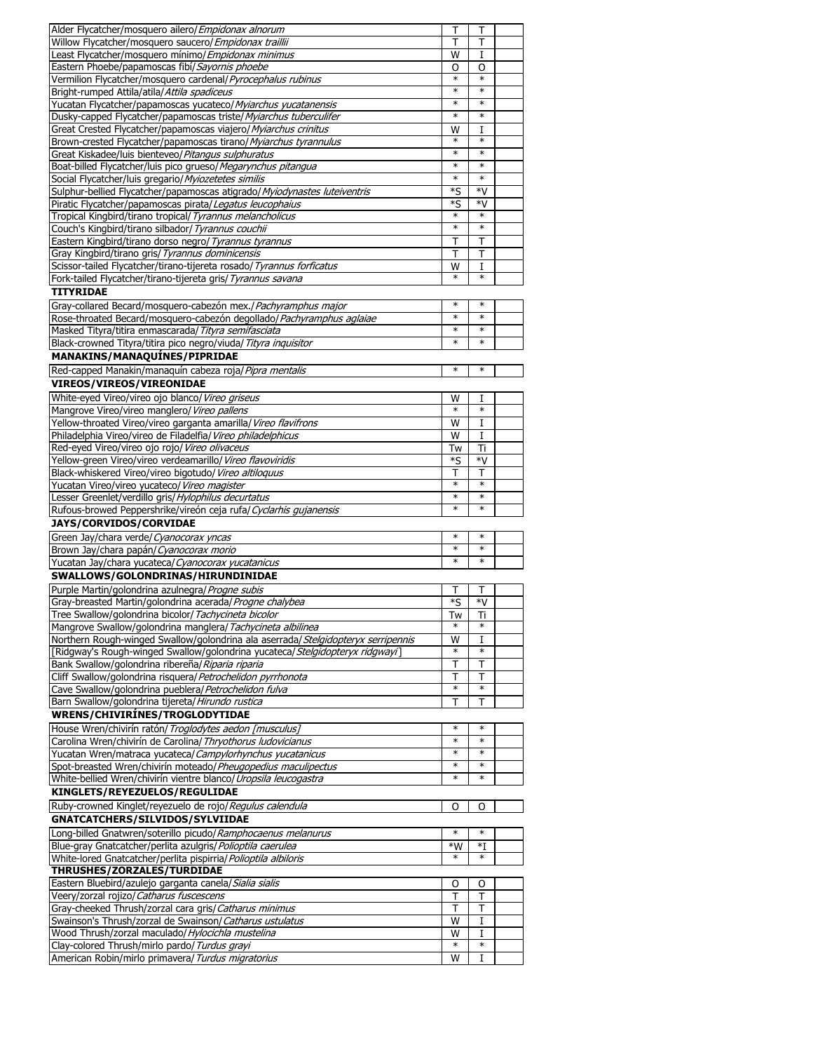| | | | |
|---|---|---|---|
| Alder Flycatcher/mosquero ailero/*Empidonax alnorum* | T | T | |
| Willow Flycatcher/mosquero saucero/*Empidonax traillii* | T | T | |
| Least Flycatcher/mosquero mínimo/*Empidonax minimus* | W | I | |
| Eastern Phoebe/papamoscas fibí/*Sayornis phoebe* | O | O | |
| Vermilion Flycatcher/mosquero cardenal/*Pyrocephalus rubinus* | * | * | |
| Bright-rumped Attila/atila/*Attila spadiceus* | * | * | |
| Yucatan Flycatcher/papamoscas yucateco/*Myiarchus yucatanensis* | * | * | |
| Dusky-capped Flycatcher/papamoscas triste/*Myiarchus tuberculifer* | * | * | |
| Great Crested Flycatcher/papamoscas viajero/*Myiarchus crinitus* | W | I | |
| Brown-crested Flycatcher/papamoscas tirano/*Myiarchus tyrannulus* | * | * | |
| Great Kiskadee/luis bienteveo/*Pitangus sulphuratus* | * | * | |
| Boat-billed Flycatcher/luis pico grueso/*Megarynchus pitangua* | * | * | |
| Social Flycatcher/luis gregario/*Myiozetetes similis* | * | * | |
| Sulphur-bellied Flycatcher/papamoscas atigrado/*Myiodynastes luteiventris* | *S | *V | |
| Piratic Flycatcher/papamoscas pirata/*Legatus leucophaius* | *S | *V | |
| Tropical Kingbird/tirano tropical/*Tyrannus melancholicus* | * | * | |
| Couch's Kingbird/tirano silbador/*Tyrannus couchii* | * | * | |
| Eastern Kingbird/tirano dorso negro/*Tyrannus tyrannus* | T | T | |
| Gray Kingbird/tirano gris/*Tyrannus dominicensis* | T | T | |
| Scissor-tailed Flycatcher/tirano-tijereta rosado/*Tyrannus forficatus* | W | I | |
| Fork-tailed Flycatcher/tirano-tijereta gris/*Tyrannus savana* | * | * | |
| **TITYRIDAE** | | | |
| Gray-collared Becard/mosquero-cabezón mex./*Pachyramphus major* | * | * | |
| Rose-throated Becard/mosquero-cabezón degollado/*Pachyramphus aglaiae* | * | * | |
| Masked Tityra/titira enmascarada/*Tityra semifasciata* | * | * | |
| Black-crowned Tityra/titira pico negro/viuda/*Tityra inquisitor* | * | * | |
| **MANAKINS/MANAQUÍNES/PIPRIDAE** | | | |
| Red-capped Manakin/manaquín cabeza roja/*Pipra mentalis* | * | * | |
| **VIREOS/VIREOS/VIREONIDAE** | | | |
| White-eyed Vireo/vireo ojo blanco/*Vireo griseus* | W | I | |
| Mangrove Vireo/vireo manglero/*Vireo pallens* | * | * | |
| Yellow-throated Vireo/vireo garganta amarilla/*Vireo flavifrons* | W | I | |
| Philadelphia Vireo/vireo de Filadelfia/*Vireo philadelphicus* | W | I | |
| Red-eyed Vireo/vireo ojo rojo/*Vireo olivaceus* | Tw | Ti | |
| Yellow-green Vireo/vireo verdeamarillo/*Vireo flavoviridis* | *S | *V | |
| Black-whiskered Vireo/vireo bigotudo/*Vireo altiloquus* | T | T | |
| Yucatan Vireo/vireo yucateco/*Vireo magister* | * | * | |
| Lesser Greenlet/verdillo gris/*Hylophilus decurtatus* | * | * | |
| Rufous-browed Peppershrike/vireón ceja rufa/*Cyclarhis gujanensis* | * | * | |
| **JAYS/CORVIDOS/CORVIDAE** | | | |
| Green Jay/chara verde/*Cyanocorax yncas* | * | * | |
| Brown Jay/chara papán/*Cyanocorax morio* | * | * | |
| Yucatan Jay/chara yucateca/*Cyanocorax yucatanicus* | * | * | |
| **SWALLOWS/GOLONDRINAS/HIRUNDINIDAE** | | | |
| Purple Martin/golondrina azulnegra/*Progne subis* | T | T | |
| Gray-breasted Martin/golondrina acerada/*Progne chalybea* | *S | *V | |
| Tree Swallow/golondrina bicolor/*Tachycineta bicolor* | Tw | Ti | |
| Mangrove Swallow/golondrina manglera/*Tachycineta albilinea* | * | * | |
| Northern Rough-winged Swallow/golondrina ala aserrada/*Stelgidopteryx serripennis* | W | I | |
| [Ridgway's Rough-winged Swallow/golondrina yucateca/*Stelgidopteryx ridgwayi*] | * | * | |
| Bank Swallow/golondrina ribereña/*Riparia riparia* | T | T | |
| Cliff Swallow/golondrina risquera/*Petrochelidon pyrrhonota* | T | T | |
| Cave Swallow/golondrina pueblera/*Petrochelidon fulva* | * | * | |
| Barn Swallow/golondrina tijereta/*Hirundo rustica* | T | T | |
| **WRENS/CHIVIRÍNES/TROGLODYTIDAE** | | | |
| House Wren/chivirín ratón/*Troglodytes aedon [musculus]* | * | * | |
| Carolina Wren/chivirín de Carolina/*Thryothorus ludovicianus* | * | * | |
| Yucatan Wren/matraca yucateca/*Campylorhynchus yucatanicus* | * | * | |
| Spot-breasted Wren/chivirín moteado/*Pheugopedius maculipectus* | * | * | |
| White-bellied Wren/chivirín vientre blanco/*Uropsila leucogastra* | * | * | |
| **KINGLETS/REYEZUELOS/REGULIDAE** | | | |
| Ruby-crowned Kinglet/reyezuelo de rojo/*Regulus calendula* | O | O | |
| **GNATCATCHERS/SILVIDOS/SYLVIIDAE** | | | |
| Long-billed Gnatwren/soterillo picudo/*Ramphocaenus melanurus* | * | * | |
| Blue-gray Gnatcatcher/perlita azulgris/*Polioptila caerulea* | *W | *I | |
| White-lored Gnatcatcher/perlita pispirria/*Polioptila albiloris* | * | * | |
| **THRUSHES/ZORZALES/TURDIDAE** | | | |
| Eastern Bluebird/azulejo garganta canela/*Sialia sialis* | O | O | |
| Veery/zorzal rojizo/*Catharus fuscescens* | T | T | |
| Gray-cheeked Thrush/zorzal cara gris/*Catharus minimus* | T | T | |
| Swainson's Thrush/zorzal de Swainson/*Catharus ustulatus* | W | I | |
| Wood Thrush/zorzal maculado/*Hylocichla mustelina* | W | I | |
| Clay-colored Thrush/mirlo pardo/*Turdus grayi* | * | * | |
| American Robin/mirlo primavera/*Turdus migratorius* | W | I | |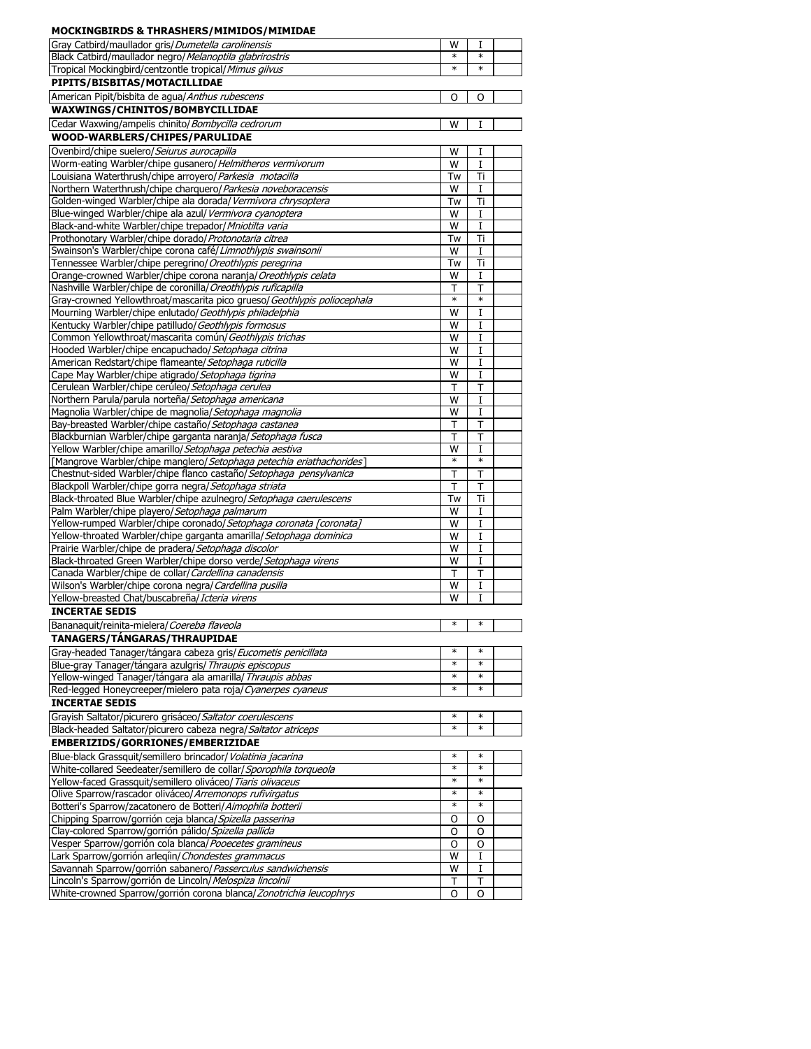**MOCKINGBIRDS & THRASHERS/MIMIDOS/MIMIDAE**

| | | | |
|---|---|---|---|
| Gray Catbird/maullador gris/*Dumetella carolinensis* | W | I | |
| Black Catbird/maullador negro/*Melanoptila glabrirostris* | * | * | |
| Tropical Mockingbird/centzontle tropical/*Mimus gilvus* | * | * | |
| **PIPITS/BISBITAS/MOTACILLIDAE** | | | |
| American Pipit/bisbita de agua/*Anthus rubescens* | O | O | |
| **WAXWINGS/CHINITOS/BOMBYCILLIDAE** | | | |
| Cedar Waxwing/ampelis chinito/*Bombycilla cedrorum* | W | I | |
| **WOOD-WARBLERS/CHIPES/PARULIDAE** | | | |
| Ovenbird/chipe suelero/*Seiurus aurocapilla* | W | I | |
| Worm-eating Warbler/chipe gusanero/*Helmitheros vermivorum* | W | I | |
| Louisiana Waterthrush/chipe arroyero/*Parkesia motacilla* | Tw | Ti | |
| Northern Waterthrush/chipe charquero/*Parkesia noveboracensis* | W | I | |
| Golden-winged Warbler/chipe ala dorada/*Vermivora chrysoptera* | Tw | Ti | |
| Blue-winged Warbler/chipe ala azul/*Vermivora cyanoptera* | W | I | |
| Black-and-white Warbler/chipe trepador/*Mniotilta varia* | W | I | |
| Prothonotary Warbler/chipe dorado/*Protonotaria citrea* | Tw | Ti | |
| Swainson's Warbler/chipe corona café/*Limnothlypis swainsonii* | W | I | |
| Tennessee Warbler/chipe peregrino/*Oreothlypis peregrina* | Tw | Ti | |
| Orange-crowned Warbler/chipe corona naranja/*Oreothlypis celata* | W | I | |
| Nashville Warbler/chipe de coronilla/*Oreothlypis ruficapilla* | T | T | |
| Gray-crowned Yellowthroat/mascarita pico grueso/*Geothlypis poliocephala* | * | * | |
| Mourning Warbler/chipe enlutado/*Geothlypis philadelphia* | W | I | |
| Kentucky Warbler/chipe patilludo/*Geothlypis formosus* | W | I | |
| Common Yellowthroat/mascarita común/*Geothlypis trichas* | W | I | |
| Hooded Warbler/chipe encapuchado/*Setophaga citrina* | W | I | |
| American Redstart/chipe flameante/*Setophaga ruticilla* | W | I | |
| Cape May Warbler/chipe atigrado/*Setophaga tigrina* | W | I | |
| Cerulean Warbler/chipe cerúleo/*Setophaga cerulea* | T | T | |
| Northern Parula/parula norteña/*Setophaga americana* | W | I | |
| Magnolia Warbler/chipe de magnolia/*Setophaga magnolia* | W | I | |
| Bay-breasted Warbler/chipe castaño/*Setophaga castanea* | T | T | |
| Blackburnian Warbler/chipe garganta naranja/*Setophaga fusca* | T | T | |
| Yellow Warbler/chipe amarillo/*Setophaga petechia aestiva* | W | I | |
| [Mangrove Warbler/chipe manglero/*Setophaga petechia eriathachorides*] | * | * | |
| Chestnut-sided Warbler/chipe flanco castaño/*Setophaga pensylvanica* | T | T | |
| Blackpoll Warbler/chipe gorra negra/*Setophaga striata* | T | T | |
| Black-throated Blue Warbler/chipe azulnegro/*Setophaga caerulescens* | Tw | Ti | |
| Palm Warbler/chipe playero/*Setophaga palmarum* | W | I | |
| Yellow-rumped Warbler/chipe coronado/*Setophaga coronata [coronata]* | W | I | |
| Yellow-throated Warbler/chipe garganta amarilla/*Setophaga dominica* | W | I | |
| Prairie Warbler/chipe de pradera/*Setophaga discolor* | W | I | |
| Black-throated Green Warbler/chipe dorso verde/*Setophaga virens* | W | I | |
| Canada Warbler/chipe de collar/*Cardellina canadensis* | T | T | |
| Wilson's Warbler/chipe corona negra/*Cardellina pusilla* | W | I | |
| Yellow-breasted Chat/buscabreña/*Icteria virens* | W | I | |
| **INCERTAE SEDIS** | | | |
| Bananaquit/reinita-mielera/*Coereba flaveola* | * | * | |
| **TANAGERS/TÁNGARAS/THRAUPIDAE** | | | |
| Gray-headed Tanager/tángara cabeza gris/*Eucometis penicillata* | * | * | |
| Blue-gray Tanager/tángara azulgris/*Thraupis episcopus* | * | * | |
| Yellow-winged Tanager/tángara ala amarilla/*Thraupis abbas* | * | * | |
| Red-legged Honeycreeper/mielero pata roja/*Cyanerpes cyaneus* | * | * | |
| **INCERTAE SEDIS** | | | |
| Grayish Saltator/picurero grisáceo/*Saltator coerulescens* | * | * | |
| Black-headed Saltator/picurero cabeza negra/*Saltator atriceps* | * | * | |
| **EMBERIZIDS/GORRIONES/EMBERIZIDAE** | | | |
| Blue-black Grassquit/semillero brincador/*Volatinia jacarina* | * | * | |
| White-collared Seedeater/semillero de collar/*Sporophila torqueola* | * | * | |
| Yellow-faced Grassquit/semillero oliváceo/*Tiaris olivaceus* | * | * | |
| Olive Sparrow/rascador oliváceo/*Arremonops rufivirgatus* | * | * | |
| Botteri's Sparrow/zacatonero de Botteri/*Aimophila botterii* | * | * | |
| Chipping Sparrow/gorrión ceja blanca/*Spizella passerina* | O | O | |
| Clay-colored Sparrow/gorrión pálido/*Spizella pallida* | O | O | |
| Vesper Sparrow/gorrión cola blanca/*Pooecetes gramineus* | O | O | |
| Lark Sparrow/gorrión arlequín/*Chondestes grammacus* | W | I | |
| Savannah Sparrow/gorrión sabanero/*Passerculus sandwichensis* | W | I | |
| Lincoln's Sparrow/gorrión de Lincoln/*Melospiza lincolnii* | T | T | |
| White-crowned Sparrow/gorrión corona blanca/*Zonotrichia leucophrys* | O | O | |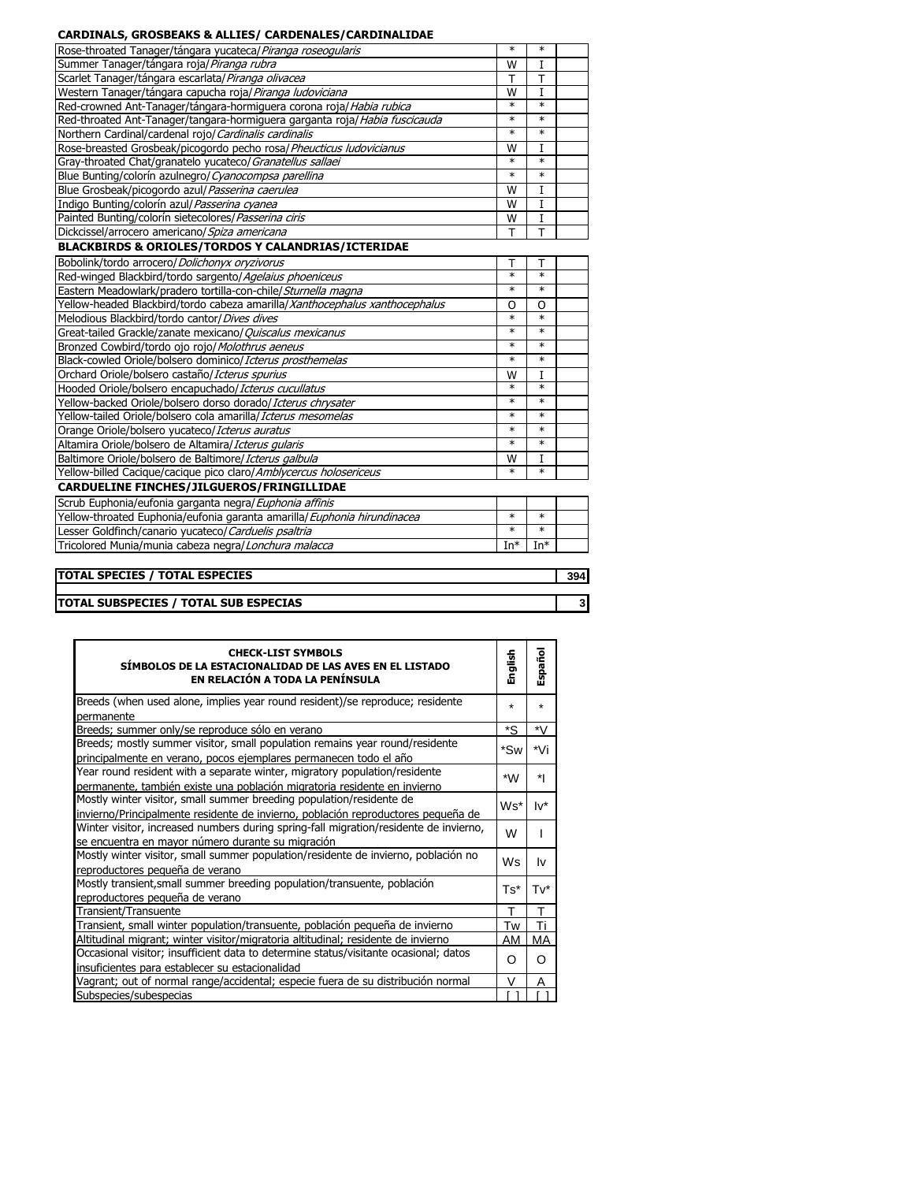**CARDINALS, GROSBEAKS & ALLIES/ CARDENALES/CARDINALIDAE**

| | | | |
|---|---|---|---|
| Rose-throated Tanager/tángara yucateca/*Piranga roseogularis* | * | * | |
| Summer Tanager/tángara roja/*Piranga rubra* | W | I | |
| Scarlet Tanager/tángara escarlata/*Piranga olivacea* | T | T | |
| Western Tanager/tángara capucha roja/*Piranga ludoviciana* | W | I | |
| Red-crowned Ant-Tanager/tángara-hormiguera corona roja/*Habia rubica* | * | * | |
| Red-throated Ant-Tanager/tangara-hormiguera garganta roja/*Habia fuscicauda* | * | * | |
| Northern Cardinal/cardenal rojo/*Cardinalis cardinalis* | * | * | |
| Rose-breasted Grosbeak/picogordo pecho rosa/*Pheucticus ludovicianus* | W | I | |
| Gray-throated Chat/granatelo yucateco/*Granatellus sallaei* | * | * | |
| Blue Bunting/colorín azulnegro/*Cyanocompsa parellina* | * | * | |
| Blue Grosbeak/picogordo azul/*Passerina caerulea* | W | I | |
| Indigo Bunting/colorín azul/*Passerina cyanea* | W | I | |
| Painted Bunting/colorín sietecolores/*Passerina ciris* | W | I | |
| Dickcissel/arrocero americano/*Spiza americana* | T | T | |

**BLACKBIRDS & ORIOLES/TORDOS Y CALANDRIAS/ICTERIDAE**

| | | | |
|---|---|---|---|
| Bobolink/tordo arrocero/*Dolichonyx oryzivorus* | T | T | |
| Red-winged Blackbird/tordo sargento/*Agelaius phoeniceus* | * | * | |
| Eastern Meadowlark/pradero tortilla-con-chile/*Sturnella magna* | * | * | |
| Yellow-headed Blackbird/tordo cabeza amarilla/*Xanthocephalus xanthocephalus* | O | O | |
| Melodious Blackbird/tordo cantor/*Dives dives* | * | * | |
| Great-tailed Grackle/zanate mexicano/*Quiscalus mexicanus* | * | * | |
| Bronzed Cowbird/tordo ojo rojo/*Molothrus aeneus* | * | * | |
| Black-cowled Oriole/bolsero dominico/*Icterus prosthemelas* | * | * | |
| Orchard Oriole/bolsero castaño/*Icterus spurius* | W | I | |
| Hooded Oriole/bolsero encapuchado/*Icterus cucullatus* | * | * | |
| Yellow-backed Oriole/bolsero dorso dorado/*Icterus chrysater* | * | * | |
| Yellow-tailed Oriole/bolsero cola amarilla/*Icterus mesomelas* | * | * | |
| Orange Oriole/bolsero yucateco/*Icterus auratus* | * | * | |
| Altamira Oriole/bolsero de Altamira/*Icterus gularis* | * | * | |
| Baltimore Oriole/bolsero de Baltimore/*Icterus galbula* | W | I | |
| Yellow-billed Cacique/cacique pico claro/*Amblycercus holosericeus* | * | * | |

**CARDUELINE FINCHES/JILGUEROS/FRINGILLIDAE**

| | | | |
|---|---|---|---|
| Scrub Euphonia/eufonia garganta negra/*Euphonia affinis* | | | |
| Yellow-throated Euphonia/eufonia garanta amarilla/*Euphonia hirundinacea* | * | * | |
| Lesser Goldfinch/canario yucateco/*Carduelis psaltria* | * | * | |
| Tricolored Munia/munia cabeza negra/*Lonchura malacca* | In* | In* | |

| | |
|---|---|
| **TOTAL SPECIES / TOTAL ESPECIES** | **394** |
| **TOTAL SUBSPECIES / TOTAL SUB ESPECIAS** | **3** |

| **CHECK-LIST SYMBOLS**<br>**SÍMBOLOS DE LA ESTACIONALIDAD DE LAS AVES EN EL LISTADO EN RELACIÓN A TODA LA PENÍNSULA** | **English** | **Español** |
|---|---|---|
| Breeds (when used alone, implies year round resident)/se reproduce; residente permanente | * | * |
| Breeds; summer only/se reproduce sólo en verano | *S | *V |
| Breeds; mostly summer visitor, small population remains year round/residente principalmente en verano, pocos ejemplares permanecen todo el año | *Sw | *Vi |
| Year round resident with a separate winter, migratory population/residente permanente, también existe una población migratoria residente en invierno | *W | *I |
| Mostly winter visitor, small summer breeding population/residente de invierno/Principalmente residente de invierno, población reproductores pequeña de | Ws* | Iv* |
| Winter visitor, increased numbers during spring-fall migration/residente de invierno, se encuentra en mayor número durante su migración | W | I |
| Mostly winter visitor, small summer population/residente de invierno, población no reproductores pequeña de verano | Ws | Iv |
| Mostly transient,small summer breeding population/transuente, población reproductores pequeña de verano | Ts* | Tv* |
| Transient/Transuente | T | T |
| Transient, small winter population/transuente, población pequeña de invierno | Tw | Ti |
| Altitudinal migrant; winter visitor/migratoria altitudinal; residente de invierno | AM | MA |
| Occasional visitor; insufficient data to determine seasonality/visitante ocasional; datos insuficientes para establecer su estacionalidad | O | O |
| Vagrant; out of normal range/accidental; especie fuera de su distribución normal | V | A |
| Subspecies/subespecias | [ ] | [ ] |